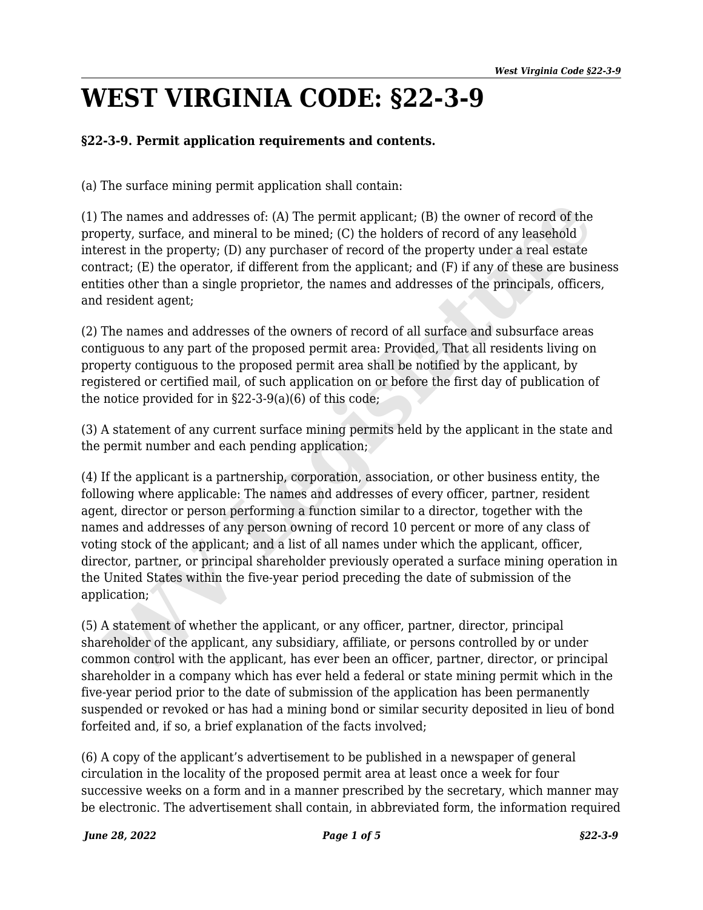# WEST VIRGINIA CODE: §22-3-9

**§22-3-9. Permit application requirements and contents.**

(a) The surface mining permit application shall contain:

(1) The names and addresses of: (A) The permit applicant; (B) the owner of record of the property, surface, and mineral to be mined; (C) the holders of record of any leasehold interest in the property; (D) any purchaser of record of the property under a real estate contract; (E) the operator, if different from the applicant; and (F) if any of these are business entities other than a single proprietor, the names and addresses of the principals, officers, and resident agent;

(2) The names and addresses of the owners of record of all surface and subsurface areas contiguous to any part of the proposed permit area: Provided, That all residents living on property contiguous to the proposed permit area shall be notified by the applicant, by registered or certified mail, of such application on or before the first day of publication of the notice provided for in §22-3-9(a)(6) of this code;

(3) A statement of any current surface mining permits held by the applicant in the state and the permit number and each pending application;

(4) If the applicant is a partnership, corporation, association, or other business entity, the following where applicable: The names and addresses of every officer, partner, resident agent, director or person performing a function similar to a director, together with the names and addresses of any person owning of record 10 percent or more of any class of voting stock of the applicant; and a list of all names under which the applicant, officer, director, partner, or principal shareholder previously operated a surface mining operation in the United States within the five-year period preceding the date of submission of the application;

(5) A statement of whether the applicant, or any officer, partner, director, principal shareholder of the applicant, any subsidiary, affiliate, or persons controlled by or under common control with the applicant, has ever been an officer, partner, director, or principal shareholder in a company which has ever held a federal or state mining permit which in the five-year period prior to the date of submission of the application has been permanently suspended or revoked or has had a mining bond or similar security deposited in lieu of bond forfeited and, if so, a brief explanation of the facts involved;

(6) A copy of the applicant's advertisement to be published in a newspaper of general circulation in the locality of the proposed permit area at least once a week for four successive weeks on a form and in a manner prescribed by the secretary, which manner may be electronic. The advertisement shall contain, in abbreviated form, the information required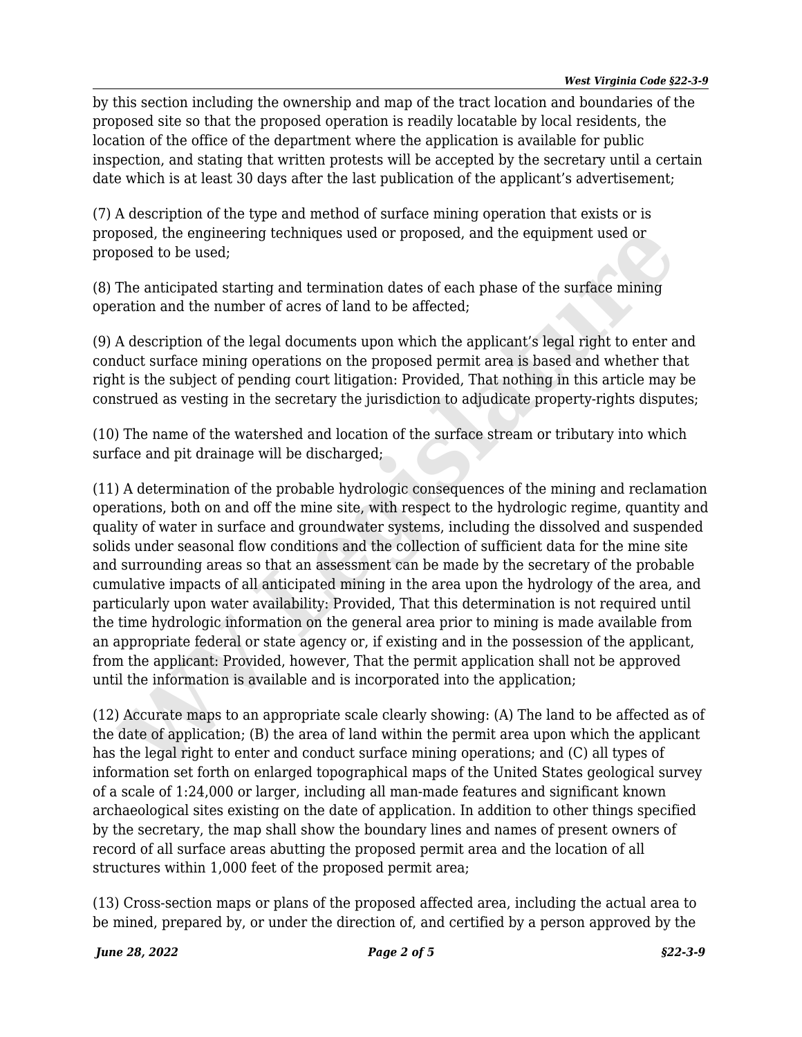by this section including the ownership and map of the tract location and boundaries of the proposed site so that the proposed operation is readily locatable by local residents, the location of the office of the department where the application is available for public inspection, and stating that written protests will be accepted by the secretary until a certain date which is at least 30 days after the last publication of the applicant's advertisement;

(7) A description of the type and method of surface mining operation that exists or is proposed, the engineering techniques used or proposed, and the equipment used or proposed to be used;

(8) The anticipated starting and termination dates of each phase of the surface mining operation and the number of acres of land to be affected;

(9) A description of the legal documents upon which the applicant's legal right to enter and conduct surface mining operations on the proposed permit area is based and whether that right is the subject of pending court litigation: Provided, That nothing in this article may be construed as vesting in the secretary the jurisdiction to adjudicate property-rights disputes;

(10) The name of the watershed and location of the surface stream or tributary into which surface and pit drainage will be discharged;

(11) A determination of the probable hydrologic consequences of the mining and reclamation operations, both on and off the mine site, with respect to the hydrologic regime, quantity and quality of water in surface and groundwater systems, including the dissolved and suspended solids under seasonal flow conditions and the collection of sufficient data for the mine site and surrounding areas so that an assessment can be made by the secretary of the probable cumulative impacts of all anticipated mining in the area upon the hydrology of the area, and particularly upon water availability: Provided, That this determination is not required until the time hydrologic information on the general area prior to mining is made available from an appropriate federal or state agency or, if existing and in the possession of the applicant, from the applicant: Provided, however, That the permit application shall not be approved until the information is available and is incorporated into the application;

(12) Accurate maps to an appropriate scale clearly showing: (A) The land to be affected as of the date of application; (B) the area of land within the permit area upon which the applicant has the legal right to enter and conduct surface mining operations; and (C) all types of information set forth on enlarged topographical maps of the United States geological survey of a scale of 1:24,000 or larger, including all man-made features and significant known archaeological sites existing on the date of application. In addition to other things specified by the secretary, the map shall show the boundary lines and names of present owners of record of all surface areas abutting the proposed permit area and the location of all structures within 1,000 feet of the proposed permit area;

(13) Cross-section maps or plans of the proposed affected area, including the actual area to be mined, prepared by, or under the direction of, and certified by a person approved by the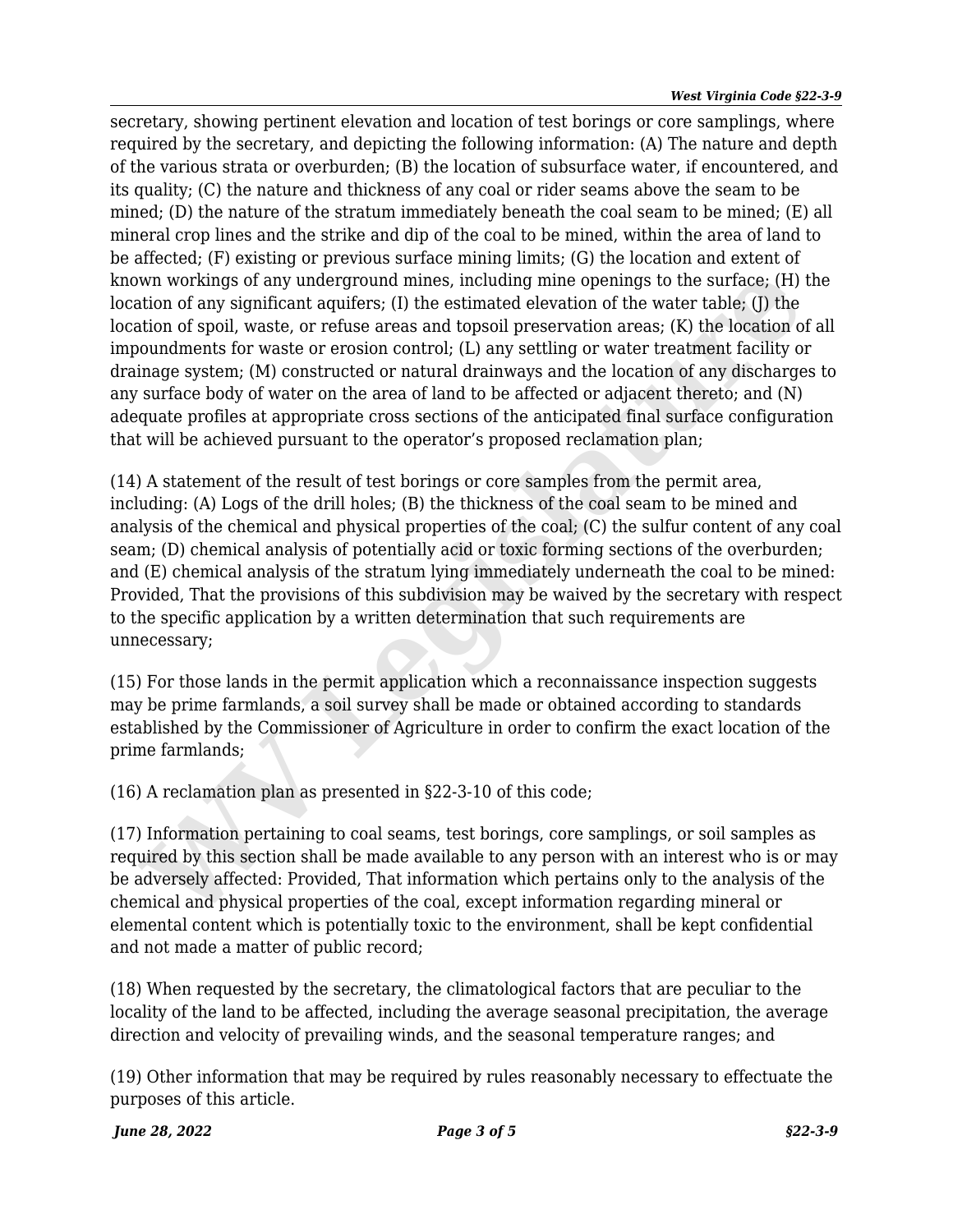secretary, showing pertinent elevation and location of test borings or core samplings, where required by the secretary, and depicting the following information: (A) The nature and depth of the various strata or overburden; (B) the location of subsurface water, if encountered, and its quality; (C) the nature and thickness of any coal or rider seams above the seam to be mined; (D) the nature of the stratum immediately beneath the coal seam to be mined; (E) all mineral crop lines and the strike and dip of the coal to be mined, within the area of land to be affected; (F) existing or previous surface mining limits; (G) the location and extent of known workings of any underground mines, including mine openings to the surface; (H) the location of any significant aquifers; (I) the estimated elevation of the water table; (J) the location of spoil, waste, or refuse areas and topsoil preservation areas; (K) the location of all impoundments for waste or erosion control; (L) any settling or water treatment facility or drainage system; (M) constructed or natural drainways and the location of any discharges to any surface body of water on the area of land to be affected or adjacent thereto; and (N) adequate profiles at appropriate cross sections of the anticipated final surface configuration that will be achieved pursuant to the operator's proposed reclamation plan;

(14) A statement of the result of test borings or core samples from the permit area, including: (A) Logs of the drill holes; (B) the thickness of the coal seam to be mined and analysis of the chemical and physical properties of the coal; (C) the sulfur content of any coal seam; (D) chemical analysis of potentially acid or toxic forming sections of the overburden; and (E) chemical analysis of the stratum lying immediately underneath the coal to be mined: *Provided*, That the provisions of this subdivision may be waived by the secretary with respect to the specific application by a written determination that such requirements are unnecessary;

(15) For those lands in the permit application which a reconnaissance inspection suggests may be prime farmlands, a soil survey shall be made or obtained according to standards established by the Commissioner of Agriculture in order to confirm the exact location of the prime farmlands;

(16) A reclamation plan as presented in §22-3-10 of this code;

(17) Information pertaining to coal seams, test borings, core samplings, or soil samples as required by this section shall be made available to any person with an interest who is or may be adversely affected: *Provided*, That information which pertains only to the analysis of the chemical and physical properties of the coal, except information regarding mineral or elemental content which is potentially toxic to the environment, shall be kept confidential and not made a matter of public record;

(18) When requested by the secretary, the climatological factors that are peculiar to the locality of the land to be affected, including the average seasonal precipitation, the average direction and velocity of prevailing winds, and the seasonal temperature ranges; and

(19) Other information that may be required by rules reasonably necessary to effectuate the purposes of this article.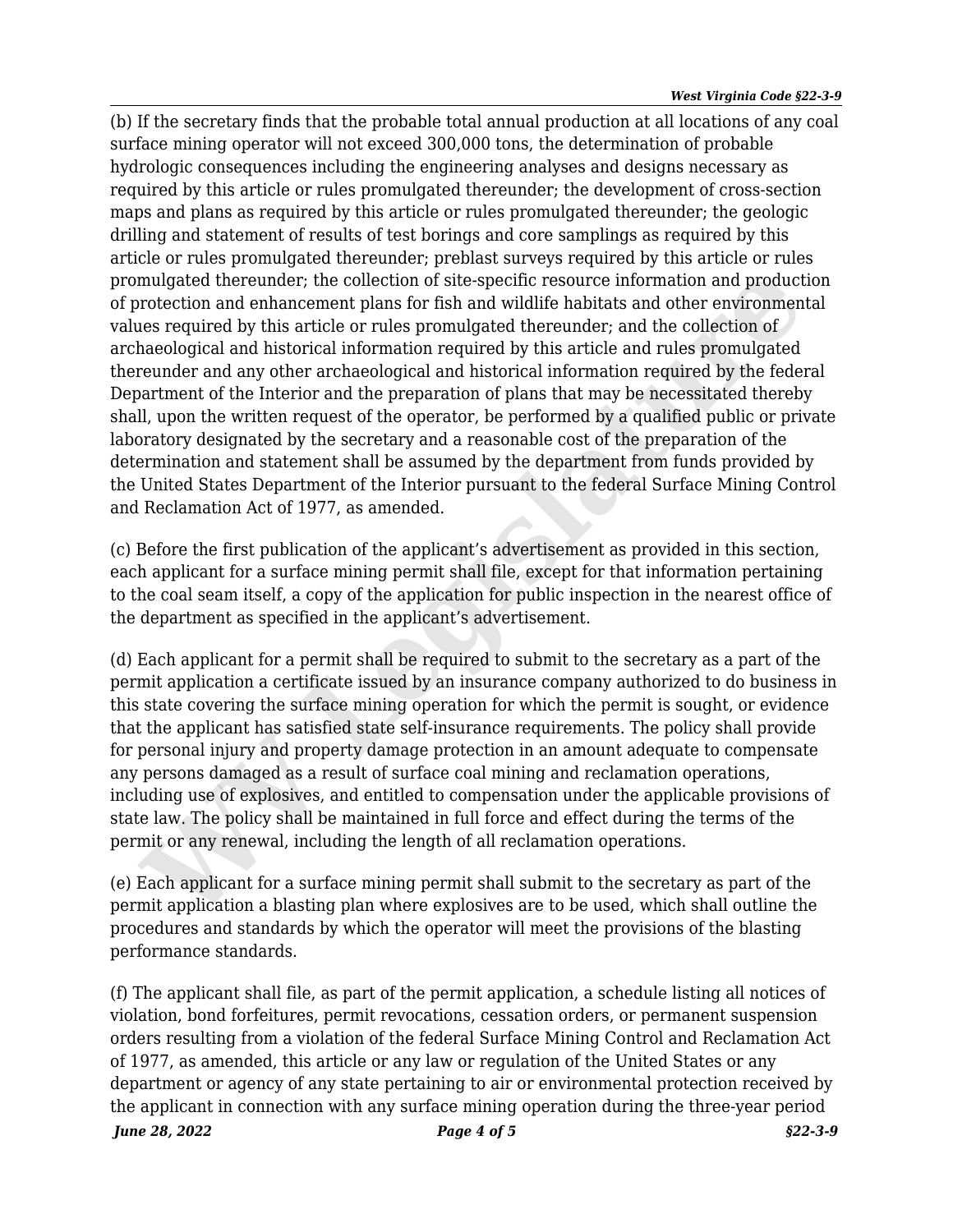(b) If the secretary finds that the probable total annual production at all locations of any coal surface mining operator will not exceed 300,000 tons, the determination of probable hydrologic consequences including the engineering analyses and designs necessary as required by this article or rules promulgated thereunder; the development of cross-section maps and plans as required by this article or rules promulgated thereunder; the geologic drilling and statement of results of test borings and core samplings as required by this article or rules promulgated thereunder; preblast surveys required by this article or rules promulgated thereunder; the collection of site-specific resource information and production of protection and enhancement plans for fish and wildlife habitats and other environmental values required by this article or rules promulgated thereunder; and the collection of archaeological and historical information required by this article and rules promulgated thereunder and any other archaeological and historical information required by the federal Department of the Interior and the preparation of plans that may be necessitated thereby shall, upon the written request of the operator, be performed by a qualified public or private laboratory designated by the secretary and a reasonable cost of the preparation of the determination and statement shall be assumed by the department from funds provided by the United States Department of the Interior pursuant to the federal Surface Mining Control and Reclamation Act of 1977, as amended.

(c) Before the first publication of the applicant's advertisement as provided in this section, each applicant for a surface mining permit shall file, except for that information pertaining to the coal seam itself, a copy of the application for public inspection in the nearest office of the department as specified in the applicant's advertisement.

(d) Each applicant for a permit shall be required to submit to the secretary as a part of the permit application a certificate issued by an insurance company authorized to do business in this state covering the surface mining operation for which the permit is sought, or evidence that the applicant has satisfied state self-insurance requirements. The policy shall provide for personal injury and property damage protection in an amount adequate to compensate any persons damaged as a result of surface coal mining and reclamation operations, including use of explosives, and entitled to compensation under the applicable provisions of state law. The policy shall be maintained in full force and effect during the terms of the permit or any renewal, including the length of all reclamation operations.

(e) Each applicant for a surface mining permit shall submit to the secretary as part of the permit application a blasting plan where explosives are to be used, which shall outline the procedures and standards by which the operator will meet the provisions of the blasting performance standards.

(f) The applicant shall file, as part of the permit application, a schedule listing all notices of violation, bond forfeitures, permit revocations, cessation orders, or permanent suspension orders resulting from a violation of the federal Surface Mining Control and Reclamation Act of 1977, as amended, this article or any law or regulation of the United States or any department or agency of any state pertaining to air or environmental protection received by the applicant in connection with any surface mining operation during the three-year period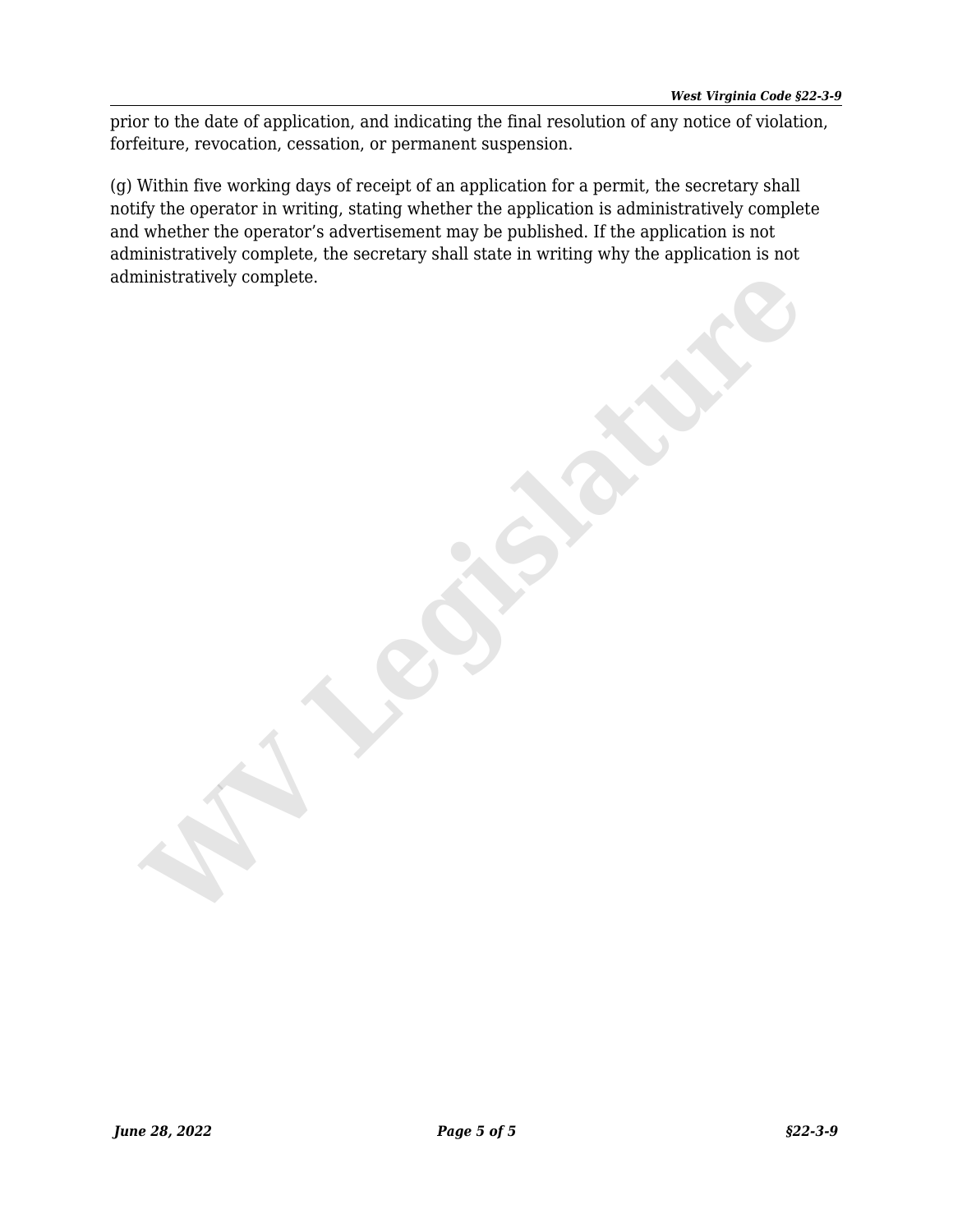prior to the date of application, and indicating the final resolution of any notice of violation, forfeiture, revocation, cessation, or permanent suspension.

(g) Within five working days of receipt of an application for a permit, the secretary shall notify the operator in writing, stating whether the application is administratively complete and whether the operator's advertisement may be published. If the application is not administratively complete, the secretary shall state in writing why the application is not administratively complete.